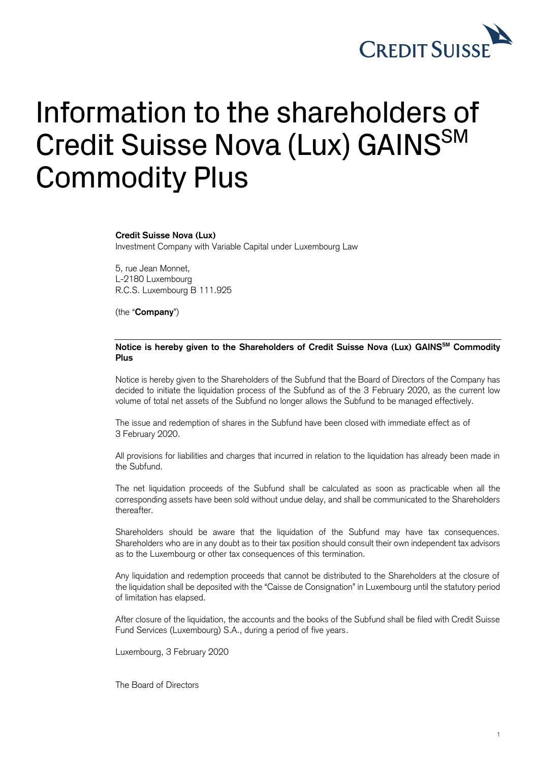CREDIT SUISSE

# Information to the shareholders of Credit Suisse Nova (Lux) GAINS[SM] Commodity Plus

**Credit Suisse Nova (Lux)**
Investment Company with Variable Capital under Luxembourg Law

5, rue Jean Monnet,
L-2180 Luxembourg
R.C.S. Luxembourg B 111.925

(the "**Company**")

**Notice is hereby given to the Shareholders of Credit Suisse Nova (Lux) GAINS[SM] Commodity Plus**

Notice is hereby given to the Shareholders of the Subfund that the Board of Directors of the Company has decided to initiate the liquidation process of the Subfund as of the 3 February 2020, as the current low volume of total net assets of the Subfund no longer allows the Subfund to be managed effectively.

The issue and redemption of shares in the Subfund have been closed with immediate effect as of 3 February 2020.

All provisions for liabilities and charges that incurred in relation to the liquidation has already been made in the Subfund.

The net liquidation proceeds of the Subfund shall be calculated as soon as practicable when all the corresponding assets have been sold without undue delay, and shall be communicated to the Shareholders thereafter.

Shareholders should be aware that the liquidation of the Subfund may have tax consequences. Shareholders who are in any doubt as to their tax position should consult their own independent tax advisors as to the Luxembourg or other tax consequences of this termination.

Any liquidation and redemption proceeds that cannot be distributed to the Shareholders at the closure of the liquidation shall be deposited with the "Caisse de Consignation" in Luxembourg until the statutory period of limitation has elapsed.

After closure of the liquidation, the accounts and the books of the Subfund shall be filed with Credit Suisse Fund Services (Luxembourg) S.A., during a period of five years.

Luxembourg, 3 February 2020

The Board of Directors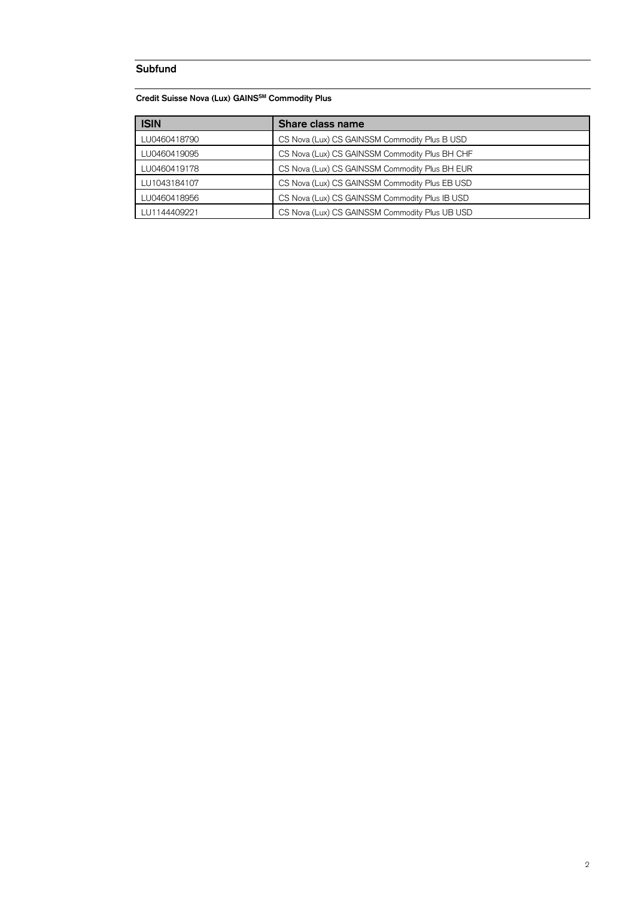## Subfund

### Credit Suisse Nova (Lux) GAINS[SM] Commodity Plus

| ISIN | Share class name |
|---|---|
| LU0460418790 | CS Nova (Lux) CS GAINSSM Commodity Plus B USD |
| LU0460419095 | CS Nova (Lux) CS GAINSSM Commodity Plus BH CHF |
| LU0460419178 | CS Nova (Lux) CS GAINSSM Commodity Plus BH EUR |
| LU1043184107 | CS Nova (Lux) CS GAINSSM Commodity Plus EB USD |
| LU0460418956 | CS Nova (Lux) CS GAINSSM Commodity Plus IB USD |
| LU1144409221 | CS Nova (Lux) CS GAINSSM Commodity Plus UB USD |